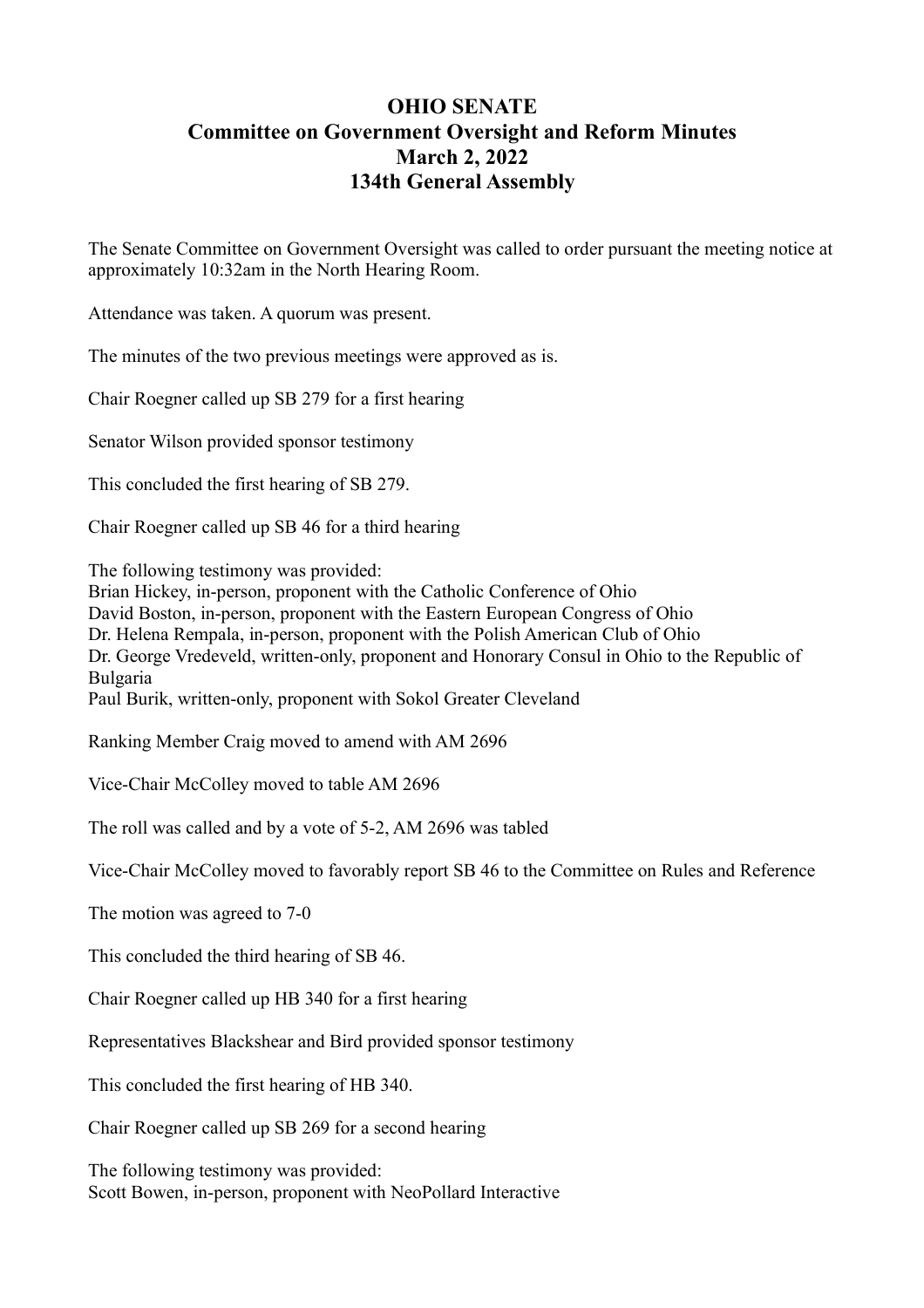# OHIO SENATE
## Committee on Government Oversight and Reform Minutes
## March 2, 2022
## 134th General Assembly

The Senate Committee on Government Oversight was called to order pursuant the meeting notice at approximately 10:32am in the North Hearing Room.

Attendance was taken. A quorum was present.

The minutes of the two previous meetings were approved as is.

Chair Roegner called up SB 279 for a first hearing

Senator Wilson provided sponsor testimony

This concluded the first hearing of SB 279.

Chair Roegner called up SB 46 for a third hearing

The following testimony was provided:
Brian Hickey, in-person, proponent with the Catholic Conference of Ohio
David Boston, in-person, proponent with the Eastern European Congress of Ohio
Dr. Helena Rempala, in-person, proponent with the Polish American Club of Ohio
Dr. George Vredeveld, written-only, proponent and Honorary Consul in Ohio to the Republic of Bulgaria
Paul Burik, written-only, proponent with Sokol Greater Cleveland

Ranking Member Craig moved to amend with AM 2696

Vice-Chair McColley moved to table AM 2696

The roll was called and by a vote of 5-2, AM 2696 was tabled

Vice-Chair McColley moved to favorably report SB 46 to the Committee on Rules and Reference

The motion was agreed to 7-0

This concluded the third hearing of SB 46.

Chair Roegner called up HB 340 for a first hearing

Representatives Blackshear and Bird provided sponsor testimony

This concluded the first hearing of HB 340.

Chair Roegner called up SB 269 for a second hearing

The following testimony was provided:
Scott Bowen, in-person, proponent with NeoPollard Interactive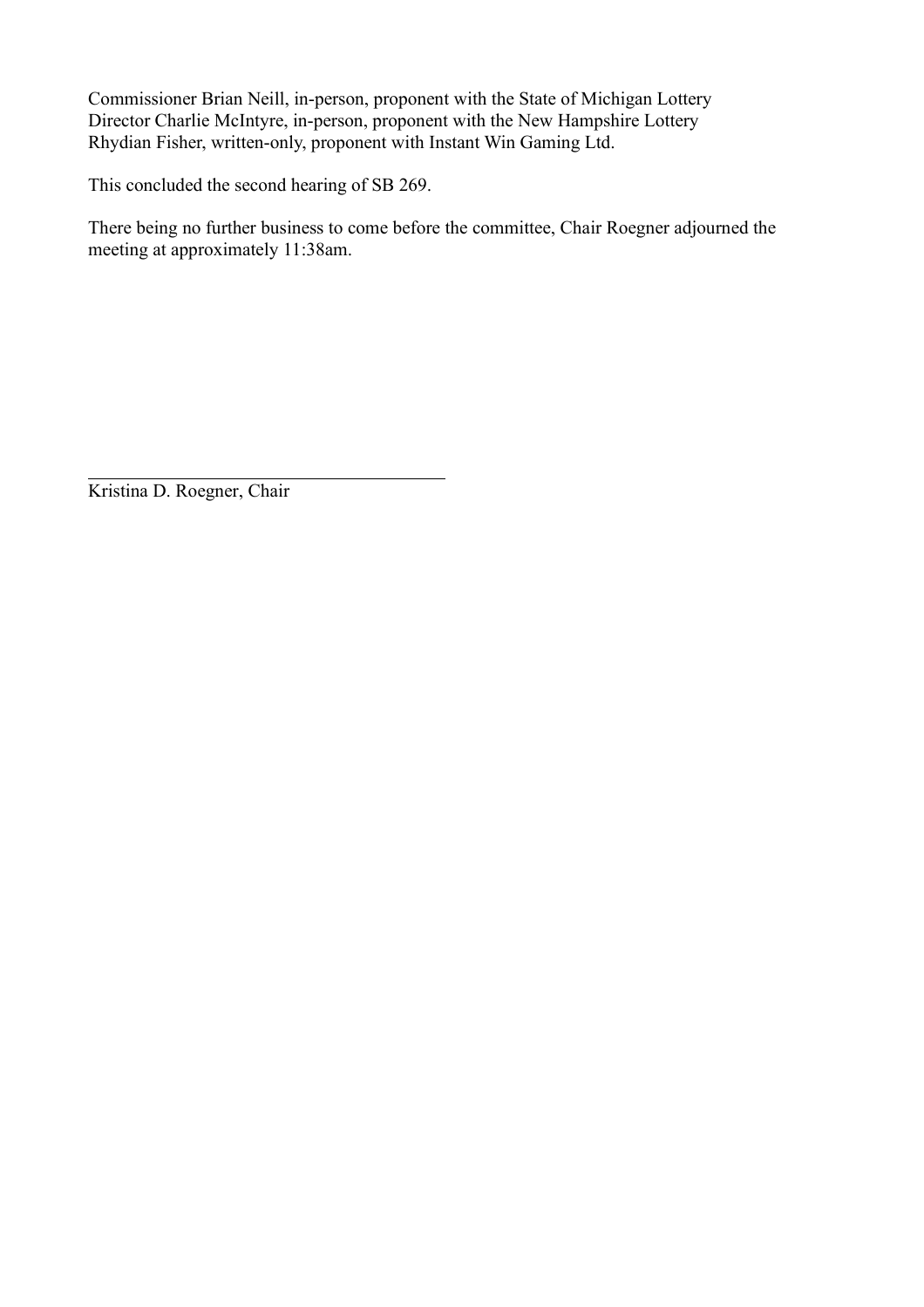Commissioner Brian Neill, in-person, proponent with the State of Michigan Lottery
Director Charlie McIntyre, in-person, proponent with the New Hampshire Lottery
Rhydian Fisher, written-only, proponent with Instant Win Gaming Ltd.

This concluded the second hearing of SB 269.

There being no further business to come before the committee, Chair Roegner adjourned the meeting at approximately 11:38am.

\_\_\_\_\_\_\_\_\_\_\_\_\_\_\_\_\_\_\_\_\_\_\_\_\_\_\_\_\_\_\_\_\_\_\_\_\_\_\_\_

Kristina D. Roegner, Chair